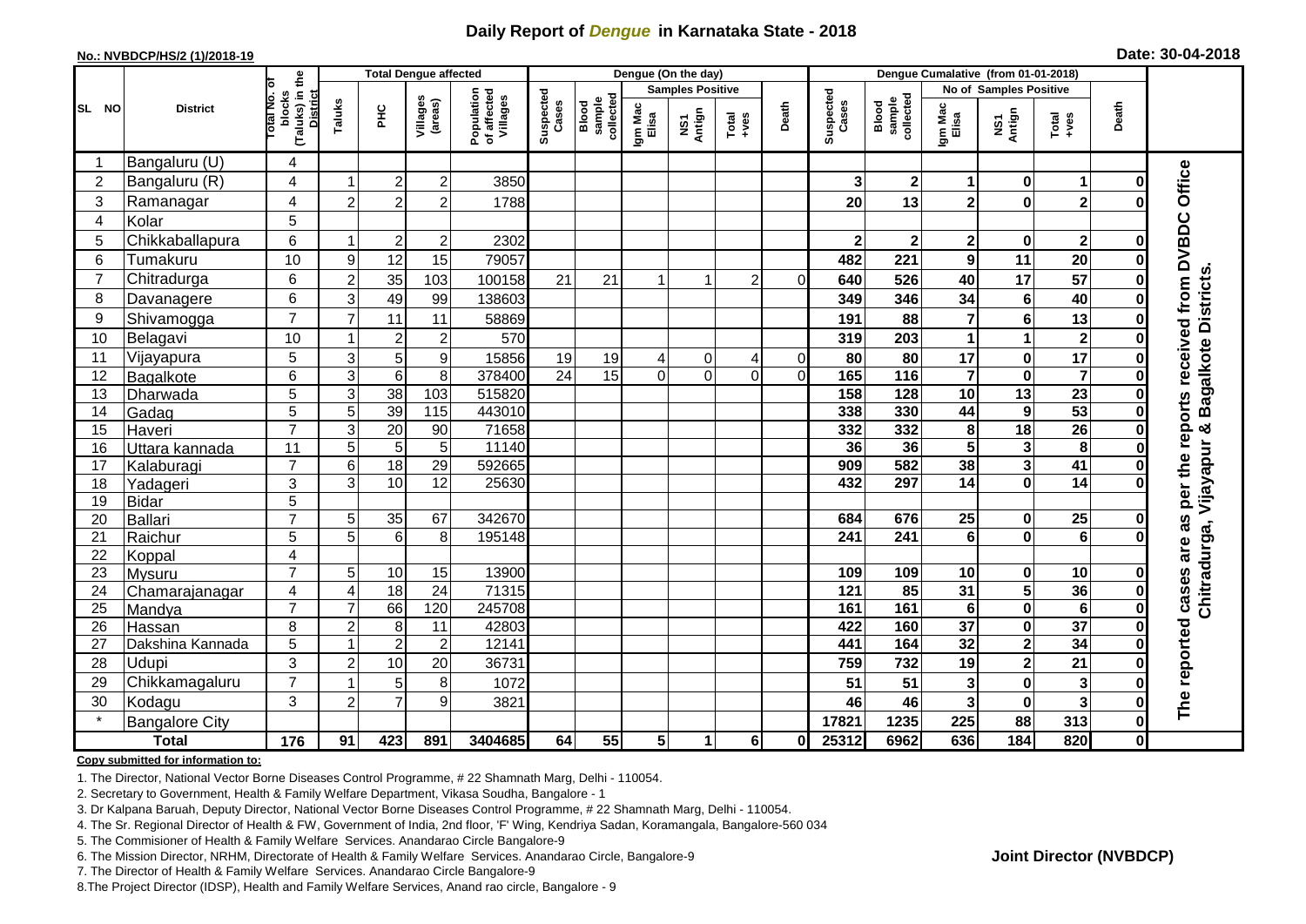# Daily Report of *Dengue* in Karnataka State - 2018

**No.: NVBDCP/HS/2 (1)/2018-19**

**Date: 30-04-2018**

| SL NO | District | Total No. of blocks (Taluks) in the District | Total Dengue affected | | | | Dengue (On the day) | | | | | | | Dengue Cumalative (from 01-01-2018) | | | | | | | |
|---|---|---|---|---|---|---|---|---|---|---|---|---|---|---|---|---|---|---|---|---|
| | | | Taluks | PHC | Villages (areas) | Population of affected Villages | Suspected Cases | Blood sample collected | Samples Positive | | | Death | Suspected Cases | Blood sample collected | No of Samples Positive | | | Death | |
| | | | | | | | | | Igm Mac Elisa | NS1 Antign | Total +ves | | | | Igm Mac Elisa | NS1 Antign | Total +ves | | |
| 1 | Bangaluru (U) | 4 | | | | | | | | | | | | | | | | | The reported cases are as per the reports received from DVBDC Office Chitradurga, Vijayapur & Bagalkote Districts. |
| 2 | Bangaluru (R) | 4 | 1 | 2 | 2 | 3850 | | | | | | | 3 | 2 | 1 | 0 | 1 | 0 | |
| 3 | Ramanagar | 4 | 2 | 2 | 2 | 1788 | | | | | | | 20 | 13 | 2 | 0 | 2 | 0 | |
| 4 | Kolar | 5 | | | | | | | | | | | | | | | | | |
| 5 | Chikkaballapura | 6 | 1 | 2 | 2 | 2302 | | | | | | | 2 | 2 | 2 | 0 | 2 | 0 | |
| 6 | Tumakuru | 10 | 9 | 12 | 15 | 79057 | | | | | | | 482 | 221 | 9 | 11 | 20 | 0 | |
| 7 | Chitradurga | 6 | 2 | 35 | 103 | 100158 | 21 | 21 | 1 | 1 | 2 | 0 | 640 | 526 | 40 | 17 | 57 | 0 | |
| 8 | Davanagere | 6 | 3 | 49 | 99 | 138603 | | | | | | | 349 | 346 | 34 | 6 | 40 | 0 | |
| 9 | Shivamogga | 7 | 7 | 11 | 11 | 58869 | | | | | | | 191 | 88 | 7 | 6 | 13 | 0 | |
| 10 | Belagavi | 10 | 1 | 2 | 2 | 570 | | | | | | | 319 | 203 | 1 | 1 | 2 | 0 | |
| 11 | Vijayapura | 5 | 3 | 5 | 9 | 15856 | 19 | 19 | 4 | 0 | 4 | 0 | 80 | 80 | 17 | 0 | 17 | 0 | |
| 12 | Bagalkote | 6 | 3 | 6 | 8 | 378400 | 24 | 15 | 0 | 0 | 0 | 0 | 165 | 116 | 7 | 0 | 7 | 0 | |
| 13 | Dharwada | 5 | 3 | 38 | 103 | 515820 | | | | | | | 158 | 128 | 10 | 13 | 23 | 0 | |
| 14 | Gadag | 5 | 5 | 39 | 115 | 443010 | | | | | | | 338 | 330 | 44 | 9 | 53 | 0 | |
| 15 | Haveri | 7 | 3 | 20 | 90 | 71658 | | | | | | | 332 | 332 | 8 | 18 | 26 | 0 | |
| 16 | Uttara kannada | 11 | 5 | 5 | 5 | 11140 | | | | | | | 36 | 36 | 5 | 3 | 8 | 0 | |
| 17 | Kalaburagi | 7 | 6 | 18 | 29 | 592665 | | | | | | | 909 | 582 | 38 | 3 | 41 | 0 | |
| 18 | Yadageri | 3 | 3 | 10 | 12 | 25630 | | | | | | | 432 | 297 | 14 | 0 | 14 | 0 | |
| 19 | Bidar | 5 | | | | | | | | | | | | | | | | | |
| 20 | Ballari | 7 | 5 | 35 | 67 | 342670 | | | | | | | 684 | 676 | 25 | 0 | 25 | 0 | |
| 21 | Raichur | 5 | 5 | 6 | 8 | 195148 | | | | | | | 241 | 241 | 6 | 0 | 6 | 0 | |
| 22 | Koppal | 4 | | | | | | | | | | | | | | | | | |
| 23 | Mysuru | 7 | 5 | 10 | 15 | 13900 | | | | | | | 109 | 109 | 10 | 0 | 10 | 0 | |
| 24 | Chamarajanagar | 4 | 4 | 18 | 24 | 71315 | | | | | | | 121 | 85 | 31 | 5 | 36 | 0 | |
| 25 | Mandya | 7 | 7 | 66 | 120 | 245708 | | | | | | | 161 | 161 | 6 | 0 | 6 | 0 | |
| 26 | Hassan | 8 | 2 | 8 | 11 | 42803 | | | | | | | 422 | 160 | 37 | 0 | 37 | 0 | |
| 27 | Dakshina Kannada | 5 | 1 | 2 | 2 | 12141 | | | | | | | 441 | 164 | 32 | 2 | 34 | 0 | |
| 28 | Udupi | 3 | 2 | 10 | 20 | 36731 | | | | | | | 759 | 732 | 19 | 2 | 21 | 0 | |
| 29 | Chikkamagaluru | 7 | 1 | 5 | 8 | 1072 | | | | | | | 51 | 51 | 3 | 0 | 3 | 0 | |
| 30 | Kodagu | 3 | 2 | 7 | 9 | 3821 | | | | | | | 46 | 46 | 3 | 0 | 3 | 0 | |
| * | Bangalore City | | | | | | | | | | | | 17821 | 1235 | 225 | 88 | 313 | 0 | |
| | **Total** | **176** | **91** | **423** | **891** | **3404685** | **64** | **55** | **5** | **1** | **6** | **0** | **25312** | **6962** | **636** | **184** | **820** | **0** | |

**Copy submitted for information to:**

1. The Director, National Vector Borne Diseases Control Programme, # 22 Shamnath Marg, Delhi - 110054.
2. Secretary to Government, Health & Family Welfare Department, Vikasa Soudha, Bangalore - 1
3. Dr Kalpana Baruah, Deputy Director, National Vector Borne Diseases Control Programme, # 22 Shamnath Marg, Delhi - 110054.
4. The Sr. Regional Director of Health & FW, Government of India, 2nd floor, 'F' Wing, Kendriya Sadan, Koramangala, Bangalore-560 034
5. The Commisioner of Health & Family Welfare Services. Anandarao Circle Bangalore-9
6. The Mission Director, NRHM, Directorate of Health & Family Welfare Services. Anandarao Circle, Bangalore-9
7. The Director of Health & Family Welfare Services. Anandarao Circle Bangalore-9
8. The Project Director (IDSP), Health and Family Welfare Services, Anand rao circle, Bangalore - 9

**Joint Director (NVBDCP)**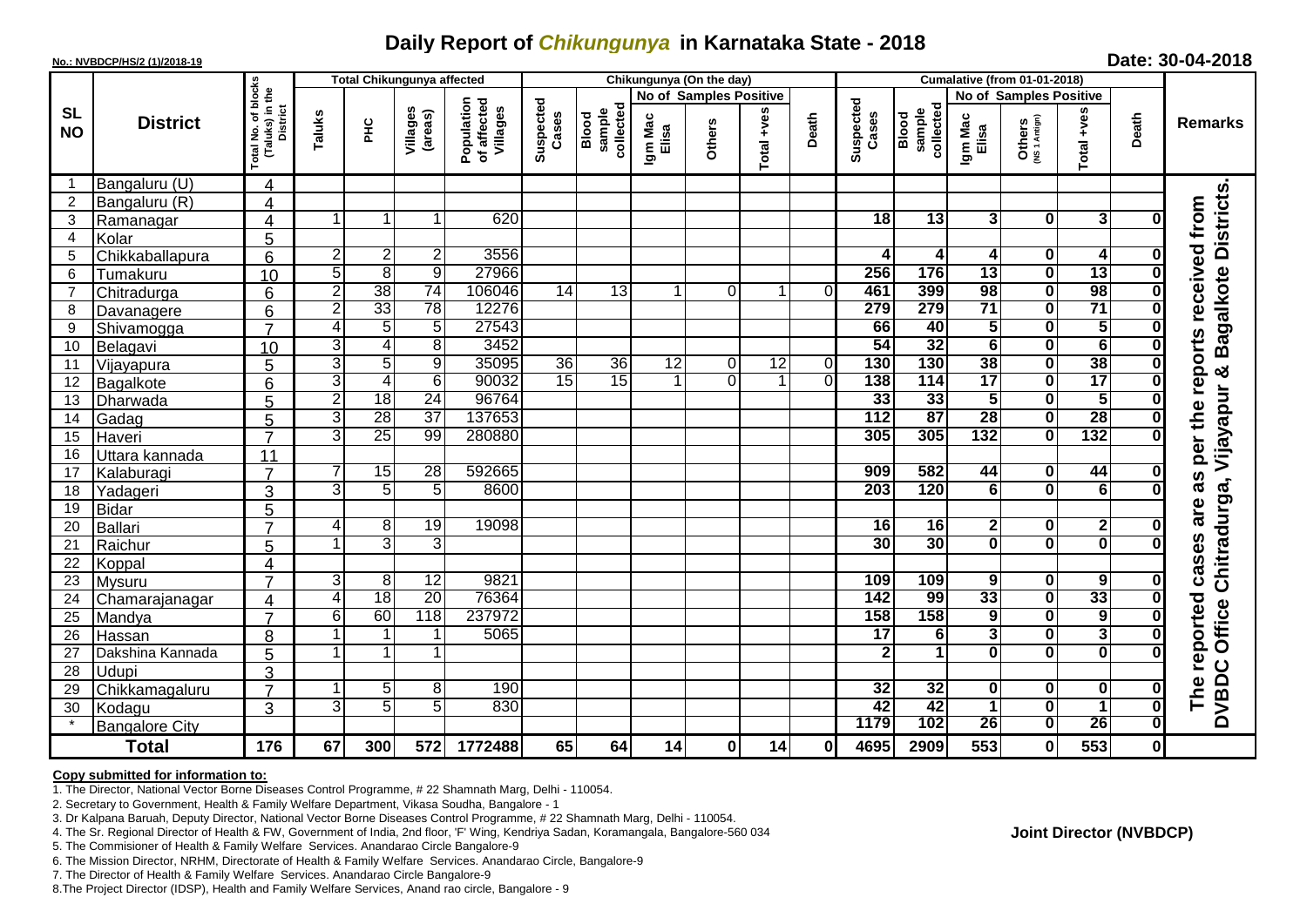# Daily Report of *Chikungunya* in Karnataka State - 2018

**No.: NVBDCP/HS/2 (1)/2018-19**

**Date: 30-04-2018**

| SL NO | District | Total No. of blocks (Taluks) in the District | Total Chikungunya affected | | | | Chikungunya (On the day) | | | | | | Cumalative (from 01-01-2018) | | | | | | Remarks |
|---|---|---|---|---|---|---|---|---|---|---|---|---|---|---|---|---|---|---|---|
| | | | | | | | | | No of Samples Positive | | | | | | No of Samples Positive | | | | |
| | | | Taluks | PHC | Villages (areas) | Population of affected Villages | Suspected Cases | Blood sample collected | Igm Mac Elisa | Others | Total +ves | Death | Suspected Cases | Blood sample collected | Igm Mac Elisa | Others (NS 1 Antign) | Total +ves | Death | |
| 1 | Bangaluru (U) | 4 | | | | | | | | | | | | | | | | | The reported cases are as per the reports received from DVBDC Office Chitradurga, Vijayapur & Bagalkote Districts. |
| 2 | Bangaluru (R) | 4 | | | | | | | | | | | | | | | | | |
| 3 | Ramanagar | 4 | 1 | 1 | 1 | 620 | | | | | | | 18 | 13 | 3 | 0 | 3 | 0 | |
| 4 | Kolar | 5 | | | | | | | | | | | | | | | | | |
| 5 | Chikkaballapura | 6 | 2 | 2 | 2 | 3556 | | | | | | | 4 | 4 | 4 | 0 | 4 | 0 | |
| 6 | Tumakuru | 10 | 5 | 8 | 9 | 27966 | | | | | | | 256 | 176 | 13 | 0 | 13 | 0 | |
| 7 | Chitradurga | 6 | 2 | 38 | 74 | 106046 | 14 | 13 | 1 | 0 | 1 | 0 | 461 | 399 | 98 | 0 | 98 | 0 | |
| 8 | Davanagere | 6 | 2 | 33 | 78 | 12276 | | | | | | | 279 | 279 | 71 | 0 | 71 | 0 | |
| 9 | Shivamogga | 7 | 4 | 5 | 5 | 27543 | | | | | | | 66 | 40 | 5 | 0 | 5 | 0 | |
| 10 | Belagavi | 10 | 3 | 4 | 8 | 3452 | | | | | | | 54 | 32 | 6 | 0 | 6 | 0 | |
| 11 | Vijayapura | 5 | 3 | 5 | 9 | 35095 | 36 | 36 | 12 | 0 | 12 | 0 | 130 | 130 | 38 | 0 | 38 | 0 | |
| 12 | Bagalkote | 6 | 3 | 4 | 6 | 90032 | 15 | 15 | 1 | 0 | 1 | 0 | 138 | 114 | 17 | 0 | 17 | 0 | |
| 13 | Dharwada | 5 | 2 | 18 | 24 | 96764 | | | | | | | 33 | 33 | 5 | 0 | 5 | 0 | |
| 14 | Gadag | 5 | 3 | 28 | 37 | 137653 | | | | | | | 112 | 87 | 28 | 0 | 28 | 0 | |
| 15 | Haveri | 7 | 3 | 25 | 99 | 280880 | | | | | | | 305 | 305 | 132 | 0 | 132 | 0 | |
| 16 | Uttara kannada | 11 | | | | | | | | | | | | | | | | | |
| 17 | Kalaburagi | 7 | 7 | 15 | 28 | 592665 | | | | | | | 909 | 582 | 44 | 0 | 44 | 0 | |
| 18 | Yadageri | 3 | 3 | 5 | 5 | 8600 | | | | | | | 203 | 120 | 6 | 0 | 6 | 0 | |
| 19 | Bidar | 5 | | | | | | | | | | | | | | | | | |
| 20 | Ballari | 7 | 4 | 8 | 19 | 19098 | | | | | | | 16 | 16 | 2 | 0 | 2 | 0 | |
| 21 | Raichur | 5 | 1 | 3 | 3 | | | | | | | | 30 | 30 | 0 | 0 | 0 | 0 | |
| 22 | Koppal | 4 | | | | | | | | | | | | | | | | | |
| 23 | Mysuru | 7 | 3 | 8 | 12 | 9821 | | | | | | | 109 | 109 | 9 | 0 | 9 | 0 | |
| 24 | Chamarajanagar | 4 | 4 | 18 | 20 | 76364 | | | | | | | 142 | 99 | 33 | 0 | 33 | 0 | |
| 25 | Mandya | 7 | 6 | 60 | 118 | 237972 | | | | | | | 158 | 158 | 9 | 0 | 9 | 0 | |
| 26 | Hassan | 8 | 1 | 1 | 1 | 5065 | | | | | | | 17 | 6 | 3 | 0 | 3 | 0 | |
| 27 | Dakshina Kannada | 5 | 1 | 1 | 1 | | | | | | | | 2 | 1 | 0 | 0 | 0 | 0 | |
| 28 | Udupi | 3 | | | | | | | | | | | | | | | | | |
| 29 | Chikkamagaluru | 7 | 1 | 5 | 8 | 190 | | | | | | | 32 | 32 | 0 | 0 | 0 | 0 | |
| 30 | Kodagu | 3 | 3 | 5 | 5 | 830 | | | | | | | 42 | 42 | 1 | 0 | 1 | 0 | |
| * | Bangalore City | | | | | | | | | | | | 1179 | 102 | 26 | 0 | 26 | 0 | |
| | **Total** | **176** | **67** | **300** | **572** | **1772488** | **65** | **64** | **14** | **0** | **14** | **0** | **4695** | **2909** | **553** | **0** | **553** | **0** | |

**Copy submitted for information to:**

1. The Director, National Vector Borne Diseases Control Programme, # 22 Shamnath Marg, Delhi - 110054.
2. Secretary to Government, Health & Family Welfare Department, Vikasa Soudha, Bangalore - 1
3. Dr Kalpana Baruah, Deputy Director, National Vector Borne Diseases Control Programme, # 22 Shamnath Marg, Delhi - 110054.
4. The Sr. Regional Director of Health & FW, Government of India, 2nd floor, 'F' Wing, Kendriya Sadan, Koramangala, Bangalore-560 034
5. The Commisioner of Health & Family Welfare Services. Anandarao Circle Bangalore-9
6. The Mission Director, NRHM, Directorate of Health & Family Welfare Services. Anandarao Circle, Bangalore-9
7. The Director of Health & Family Welfare Services. Anandarao Circle Bangalore-9
8.The Project Director (IDSP), Health and Family Welfare Services, Anand rao circle, Bangalore - 9

**Joint Director (NVBDCP)**